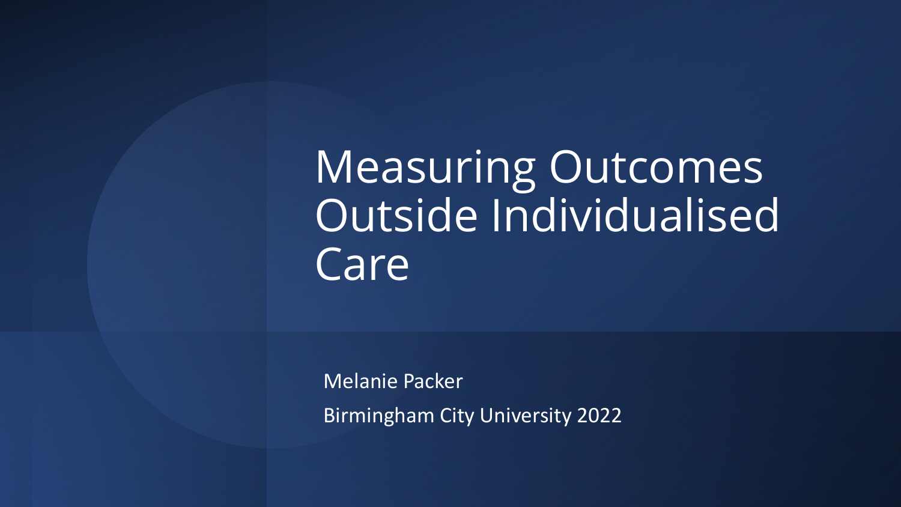# Measuring Outcomes Outside Individualised Care

Melanie Packer

Birmingham City University 2022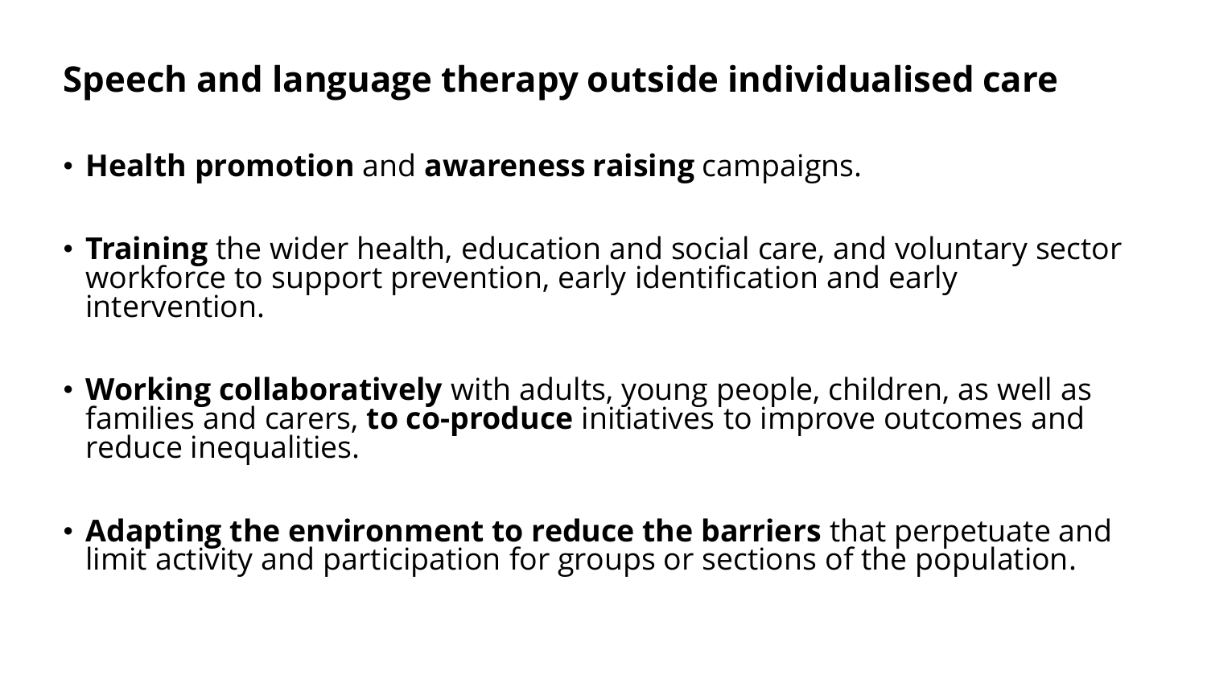# Speech and language therapy outside individualised care

- **Health promotion** and **awareness raising** campaigns.
- **Training** the wider health, education and social care, and voluntary sector workforce to support prevention, early identification and early intervention.
- **Working collaboratively** with adults, young people, children, as well as families and carers, **to co-produce** initiatives to improve outcomes and reduce inequalities.
- **Adapting the environment to reduce the barriers** that perpetuate and limit activity and participation for groups or sections of the population.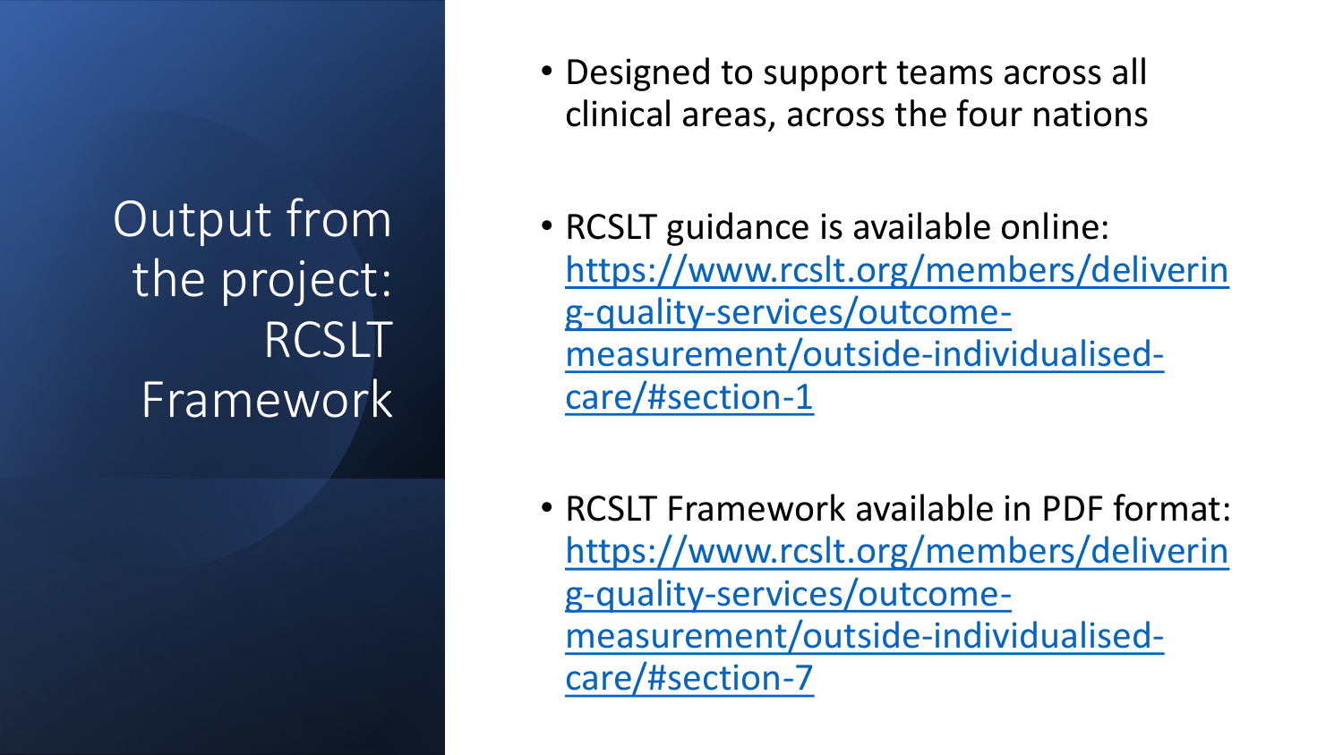# Output from the project: RCSLT Framework

- Designed to support teams across all clinical areas, across the four nations
- RCSLT guidance is available online: https://www.rcslt.org/members/delivering-quality-services/outcome-measurement/outside-individualised-care/#section-1
- RCSLT Framework available in PDF format: https://www.rcslt.org/members/delivering-quality-services/outcome-measurement/outside-individualised-care/#section-7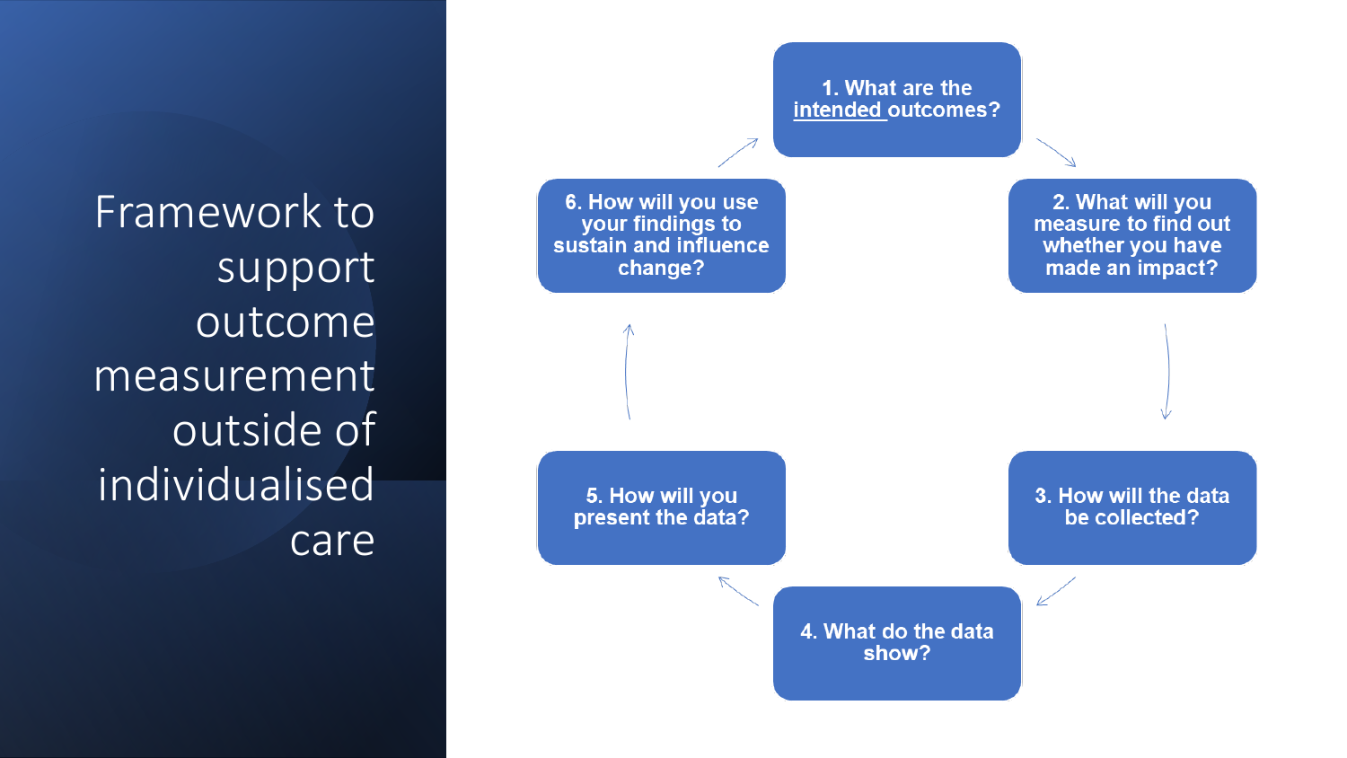# Framework to support outcome measurement outside of individualised care

1. What are the <u>intended</u> outcomes?
2. What will you measure to find out whether you have made an impact?
3. How will the data be collected?
4. What do the data show?
5. How will you present the data?
6. How will you use your findings to sustain and influence change?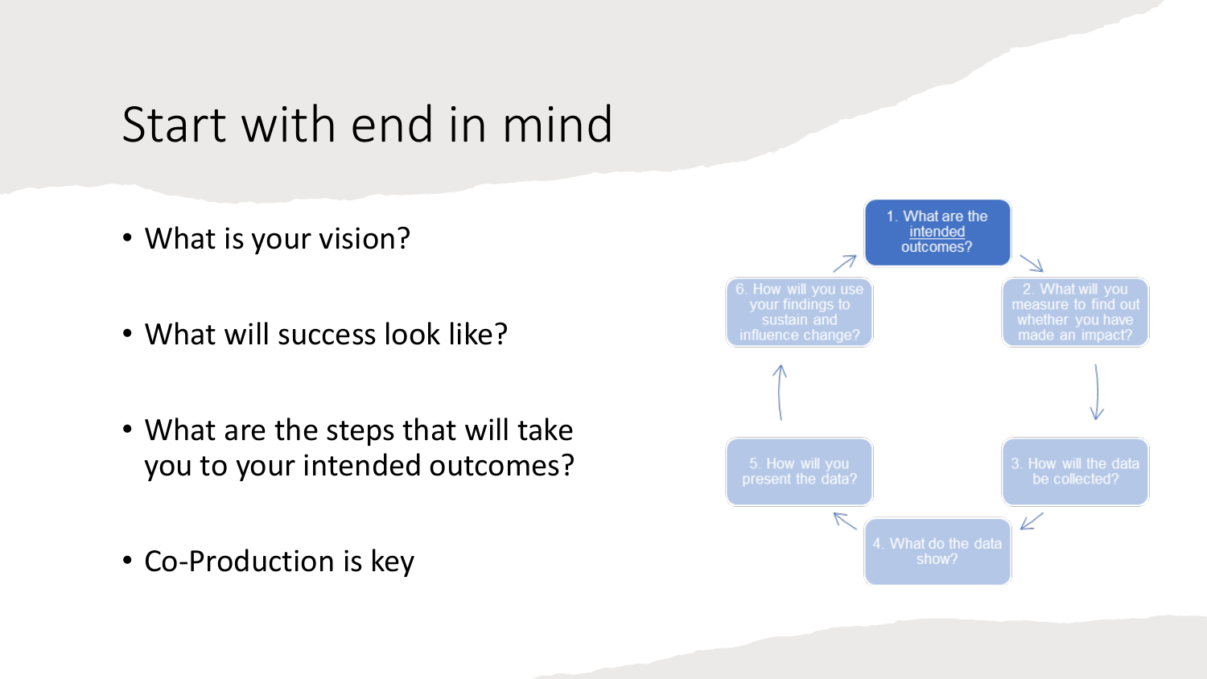# Start with end in mind

- What is your vision?
- What will success look like?
- What are the steps that will take you to your intended outcomes?
- Co-Production is key

1. What are the intended outcomes?
2. What will you measure to find out whether you have made an impact?
3. How will the data be collected?
4. What do the data show?
5. How will you present the data?
6. How will you use your findings to sustain and influence change?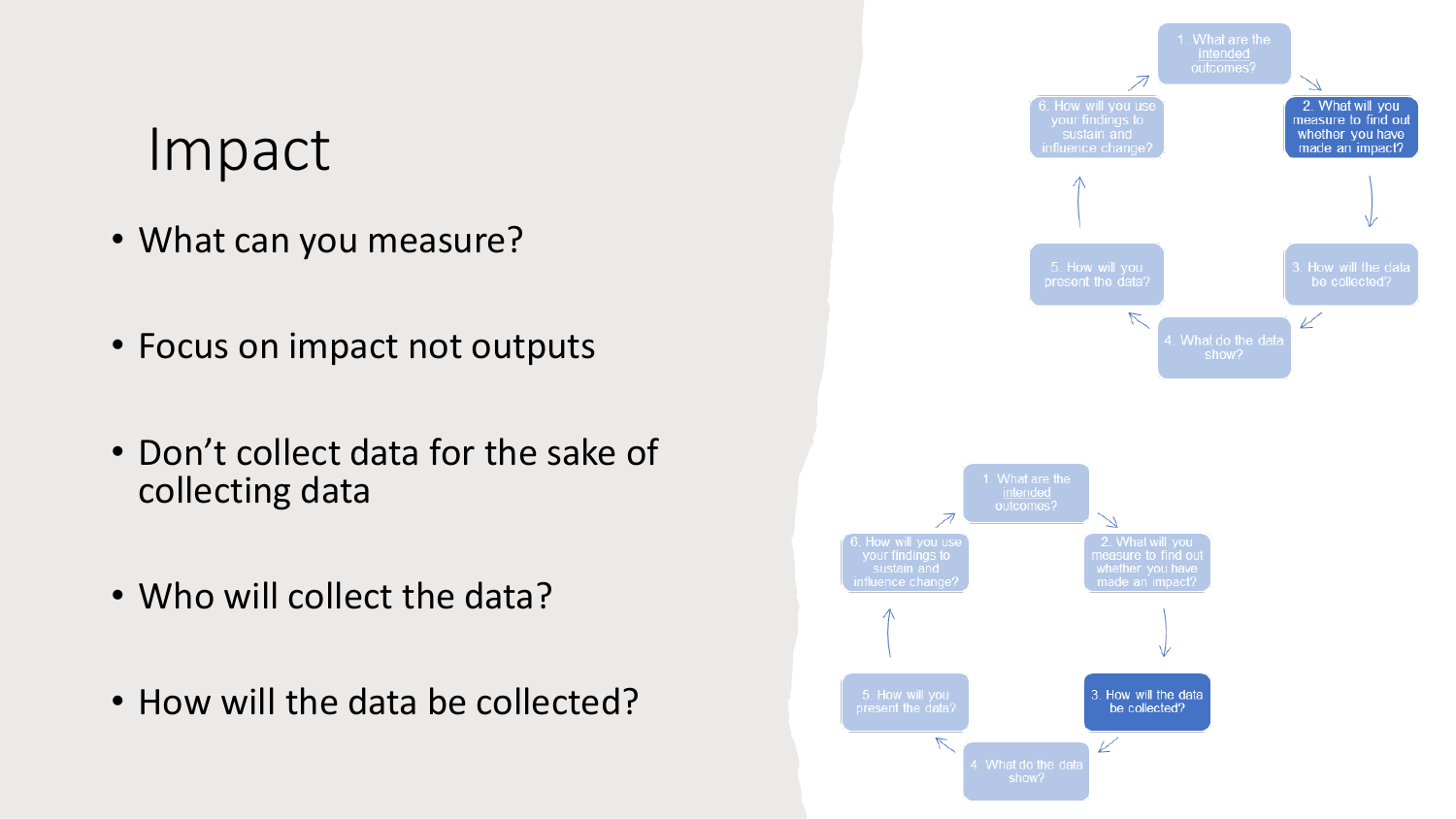# Impact

- What can you measure?
- Focus on impact not outputs
- Don't collect data for the sake of collecting data
- Who will collect the data?
- How will the data be collected?

1. What are the intended outcomes?
2. What will you measure to find out whether you have made an impact?
3. How will the data be collected?
4. What do the data show?
5. How will you present the data?
6. How will you use your findings to sustain and influence change?

1. What are the intended outcomes?
2. What will you measure to find out whether you have made an impact?
3. How will the data be collected?
4. What do the data show?
5. How will you present the data?
6. How will you use your findings to sustain and influence change?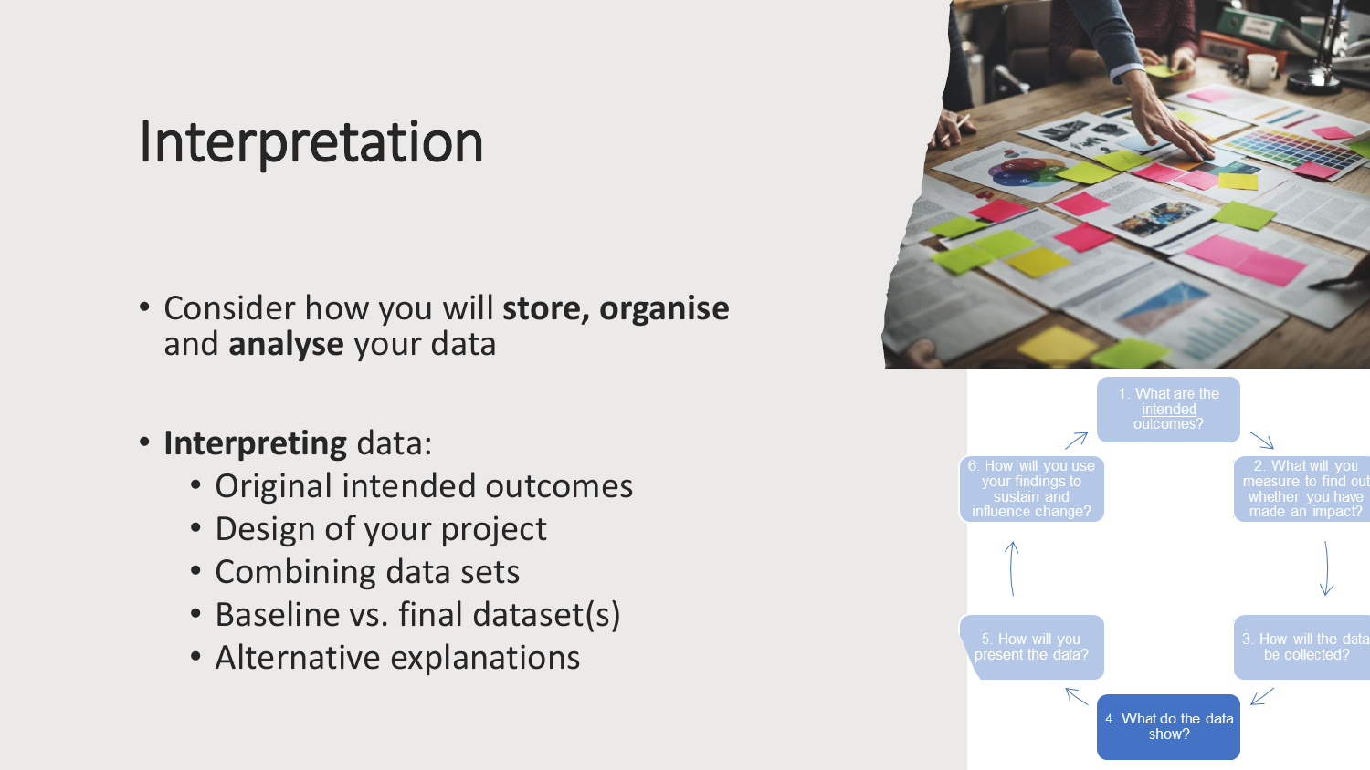# Interpretation

- Consider how you will **store, organise** and **analyse** your data
- **Interpreting** data:
  - Original intended outcomes
  - Design of your project
  - Combining data sets
  - Baseline vs. final dataset(s)
  - Alternative explanations

1. What are the intended outcomes?
2. What will you measure to find out whether you have made an impact?
3. How will the data be collected?
4. What do the data show?
5. How will you present the data?
6. How will you use your findings to sustain and influence change?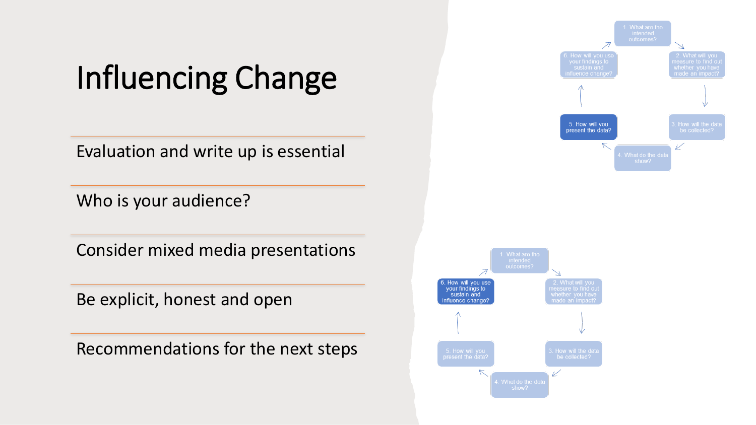# Influencing Change

- Evaluation and write up is essential
- Who is your audience?
- Consider mixed media presentations
- Be explicit, honest and open
- Recommendations for the next steps

1. What are the intended outcomes?
2. What will you measure to find out whether you have made an impact?
3. How will the data be collected?
4. What do the data show?
5. How will you present the data?
6. How will you use your findings to sustain and influence change?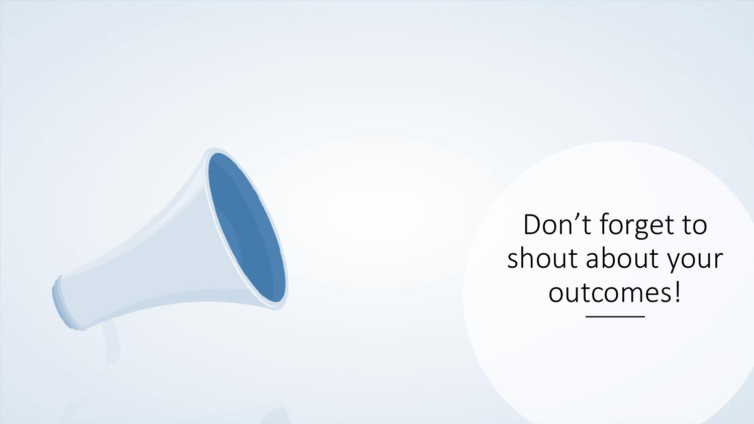# Don’t forget to shout about your outcomes!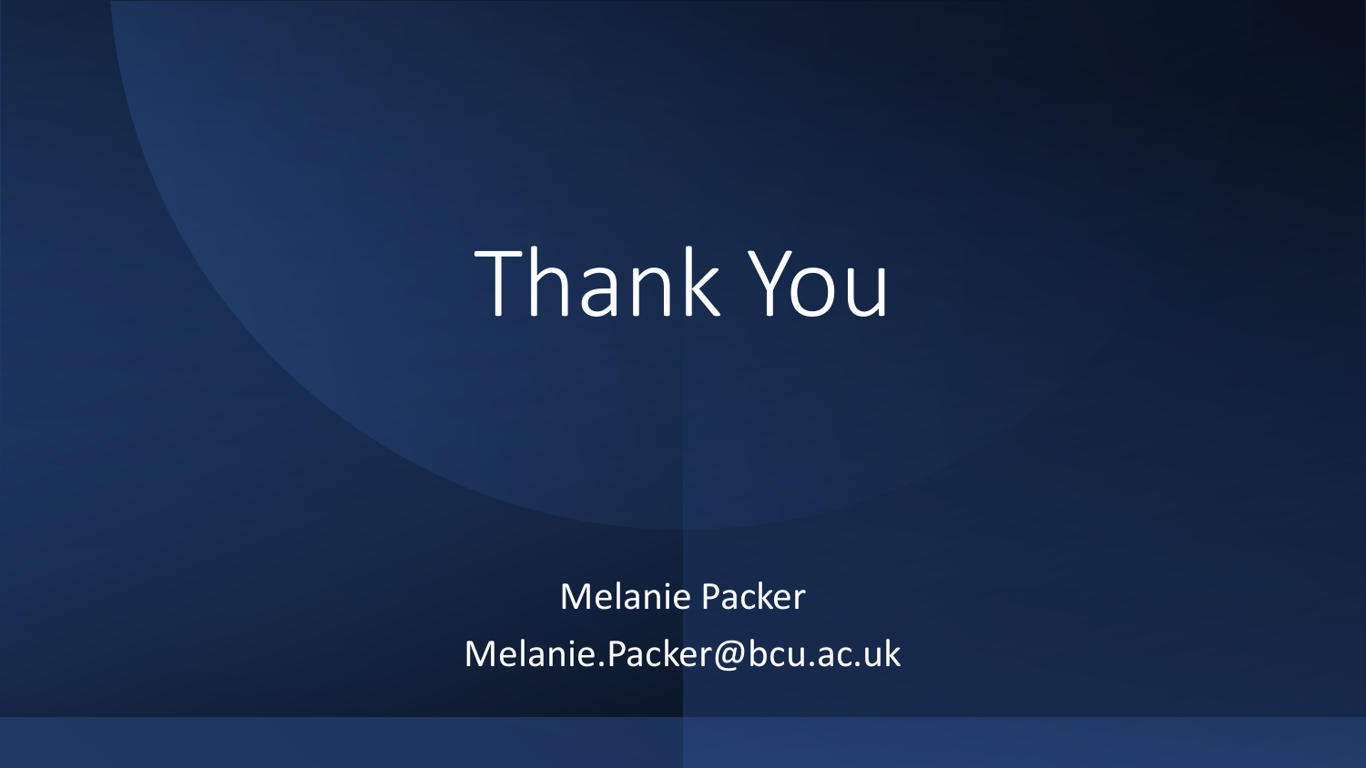# Thank You

Melanie Packer

Melanie.Packer@bcu.ac.uk